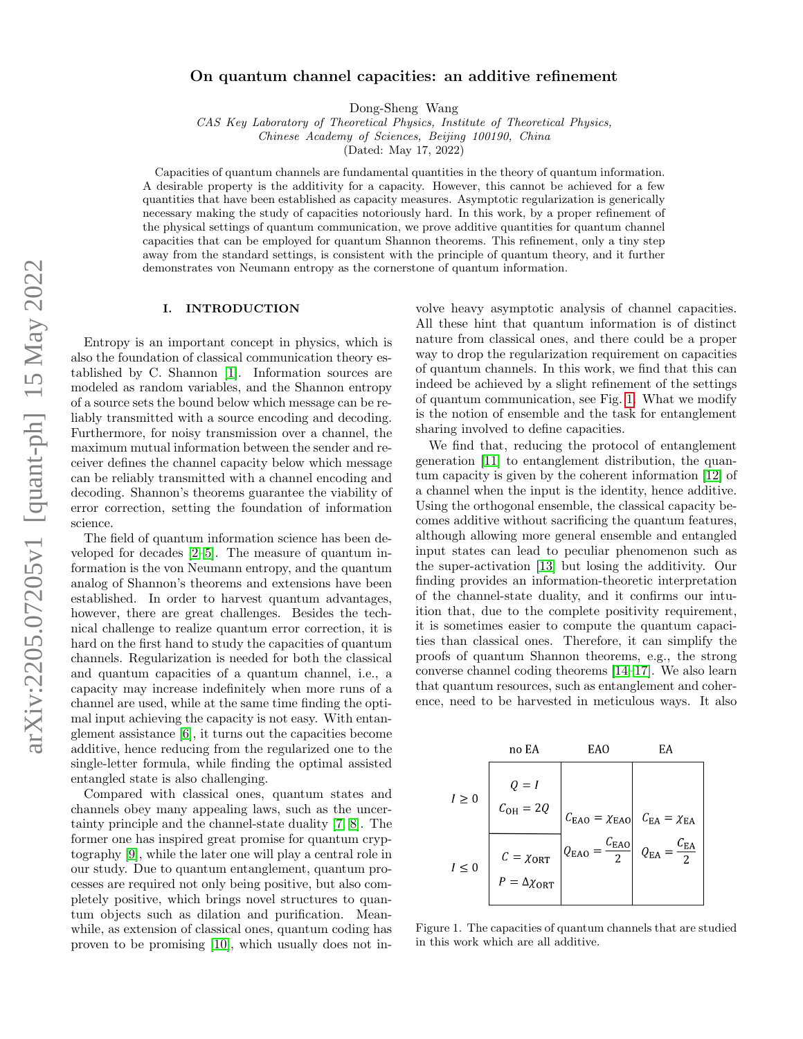# On quantum channel capacities: an additive refinement

Dong-Sheng Wang

*CAS Key Laboratory of Theoretical Physics, Institute of Theoretical Physics, Chinese Academy of Sciences, Beijing 100190, China*

(Dated: May 17, 2022)

Capacities of quantum channels are fundamental quantities in the theory of quantum information. A desirable property is the additivity for a capacity. However, this cannot be achieved for a few quantities that have been established as capacity measures. Asymptotic regularization is generically necessary making the study of capacities notoriously hard. In this work, by a proper refinement of the physical settings of quantum communication, we prove additive quantities for quantum channel capacities that can be employed for quantum Shannon theorems. This refinement, only a tiny step away from the standard settings, is consistent with the principle of quantum theory, and it further demonstrates von Neumann entropy as the cornerstone of quantum information.

## I. INTRODUCTION

Entropy is an important concept in physics, which is also the foundation of classical communication theory established by C. Shannon [1]. Information sources are modeled as random variables, and the Shannon entropy of a source sets the bound below which message can be reliably transmitted with a source encoding and decoding. Furthermore, for noisy transmission over a channel, the maximum mutual information between the sender and receiver defines the channel capacity below which message can be reliably transmitted with a channel encoding and decoding. Shannon's theorems guarantee the viability of error correction, setting the foundation of information science.

The field of quantum information science has been developed for decades [2–5]. The measure of quantum information is the von Neumann entropy, and the quantum analog of Shannon's theorems and extensions have been established. In order to harvest quantum advantages, however, there are great challenges. Besides the technical challenge to realize quantum error correction, it is hard on the first hand to study the capacities of quantum channels. Regularization is needed for both the classical and quantum capacities of a quantum channel, i.e., a capacity may increase indefinitely when more runs of a channel are used, while at the same time finding the optimal input achieving the capacity is not easy. With entanglement assistance [6], it turns out the capacities become additive, hence reducing from the regularized one to the single-letter formula, while finding the optimal assisted entangled state is also challenging.

Compared with classical ones, quantum states and channels obey many appealing laws, such as the uncertainty principle and the channel-state duality [7, 8]. The former one has inspired great promise for quantum cryptography [9], while the later one will play a central role in our study. Due to quantum entanglement, quantum processes are required not only being positive, but also completely positive, which brings novel structures to quantum objects such as dilation and purification. Meanwhile, as extension of classical ones, quantum coding has proven to be promising [10], which usually does not involve heavy asymptotic analysis of channel capacities. All these hint that quantum information is of distinct nature from classical ones, and there could be a proper way to drop the regularization requirement on capacities of quantum channels. In this work, we find that this can indeed be achieved by a slight refinement of the settings of quantum communication, see Fig. 1. What we modify is the notion of ensemble and the task for entanglement sharing involved to define capacities.

We find that, reducing the protocol of entanglement generation [11] to entanglement distribution, the quantum capacity is given by the coherent information [12] of a channel when the input is the identity, hence additive. Using the orthogonal ensemble, the classical capacity becomes additive without sacrificing the quantum features, although allowing more general ensemble and entangled input states can lead to peculiar phenomenon such as the super-activation [13] but losing the additivity. Our finding provides an information-theoretic interpretation of the channel-state duality, and it confirms our intuition that, due to the complete positivity requirement, it is sometimes easier to compute the quantum capacities than classical ones. Therefore, it can simplify the proofs of quantum Shannon theorems, e.g., the strong converse channel coding theorems [14–17]. We also learn that quantum resources, such as entanglement and coherence, need to be harvested in meticulous ways. It also

| | no EA | EAO | EA |
|---|---|---|---|
| $I \geq 0$ | $Q = I$<br>$C_{\text{OH}} = 2Q$ | $C_{\text{EAO}} = \chi_{\text{EAO}}$<br>$Q_{\text{EAO}} = \frac{C_{\text{EAO}}}{2}$ | $C_{\text{EA}} = \chi_{\text{EA}}$<br>$Q_{\text{EA}} = \frac{C_{\text{EA}}}{2}$ |
| $I \leq 0$ | $C = \chi_{\text{ORT}}$<br>$P = \Delta\chi_{\text{ORT}}$ | | |

Figure 1. The capacities of quantum channels that are studied in this work which are all additive.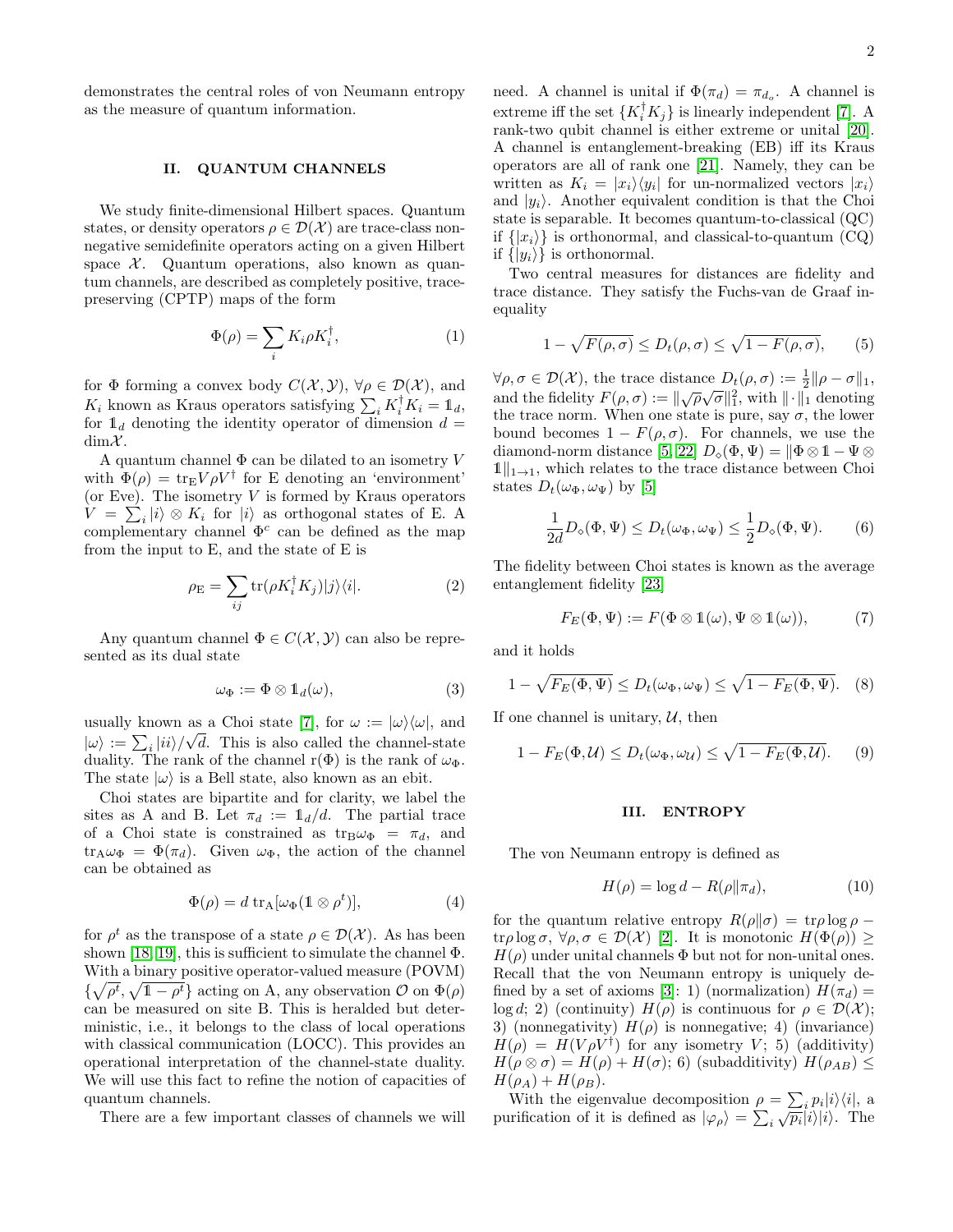demonstrates the central roles of von Neumann entropy as the measure of quantum information.

## II. QUANTUM CHANNELS

We study finite-dimensional Hilbert spaces. Quantum states, or density operators $\rho \in \mathcal{D}(\mathcal{X})$ are trace-class nonnegative semidefinite operators acting on a given Hilbert space $\mathcal{X}$. Quantum operations, also known as quantum channels, are described as completely positive, trace-preserving (CPTP) maps of the form

$$\Phi(\rho) = \sum_i K_i \rho K_i^\dagger, \tag{1}$$

for $\Phi$ forming a convex body $C(\mathcal{X}, \mathcal{Y})$, $\forall \rho \in \mathcal{D}(\mathcal{X})$, and $K_i$ known as Kraus operators satisfying $\sum_i K_i^\dagger K_i = \mathbb{1}_d$, for $\mathbb{1}_d$ denoting the identity operator of dimension $d = \dim\mathcal{X}$.

A quantum channel $\Phi$ can be dilated to an isometry $V$ with $\Phi(\rho) = \text{tr}_\text{E} V\rho V^\dagger$ for E denoting an 'environment' (or Eve). The isometry $V$ is formed by Kraus operators $V = \sum_i |i\rangle \otimes K_i$ for $|i\rangle$ as orthogonal states of E. A complementary channel $\Phi^c$ can be defined as the map from the input to E, and the state of E is

$$\rho_\text{E} = \sum_{ij} \text{tr}(\rho K_i^\dagger K_j)|j\rangle\langle i|. \tag{2}$$

Any quantum channel $\Phi \in C(\mathcal{X}, \mathcal{Y})$ can also be represented as its dual state

$$\omega_\Phi := \Phi \otimes \mathbb{1}_d(\omega), \tag{3}$$

usually known as a Choi state [7], for $\omega := |\omega\rangle\langle\omega|$, and $|\omega\rangle := \sum_i |ii\rangle/\sqrt{d}$. This is also called the channel-state duality. The rank of the channel $\text{r}(\Phi)$ is the rank of $\omega_\Phi$. The state $|\omega\rangle$ is a Bell state, also known as an ebit.

Choi states are bipartite and for clarity, we label the sites as A and B. Let $\pi_d := \mathbb{1}_d/d$. The partial trace of a Choi state is constrained as $\text{tr}_\text{B}\omega_\Phi = \pi_d$, and $\text{tr}_\text{A}\omega_\Phi = \Phi(\pi_d)$. Given $\omega_\Phi$, the action of the channel can be obtained as

$$\Phi(\rho) = d\ \text{tr}_\text{A}[\omega_\Phi(\mathbb{1} \otimes \rho^t)], \tag{4}$$

for $\rho^t$ as the transpose of a state $\rho \in \mathcal{D}(\mathcal{X})$. As has been shown [18, 19], this is sufficient to simulate the channel $\Phi$. With a binary positive operator-valued measure (POVM) $\{\sqrt{\rho^t}, \sqrt{\mathbb{1} - \rho^t}\}$ acting on A, any observation $\mathcal{O}$ on $\Phi(\rho)$ can be measured on site B. This is heralded but deterministic, i.e., it belongs to the class of local operations with classical communication (LOCC). This provides an operational interpretation of the channel-state duality. We will use this fact to refine the notion of capacities of quantum channels.

There are a few important classes of channels we will need. A channel is unital if $\Phi(\pi_d) = \pi_{d_o}$. A channel is extreme iff the set $\{K_i^\dagger K_j\}$ is linearly independent [7]. A rank-two qubit channel is either extreme or unital [20]. A channel is entanglement-breaking (EB) iff its Kraus operators are all of rank one [21]. Namely, they can be written as $K_i = |x_i\rangle\langle y_i|$ for un-normalized vectors $|x_i\rangle$ and $|y_i\rangle$. Another equivalent condition is that the Choi state is separable. It becomes quantum-to-classical (QC) if $\{|x_i\rangle\}$ is orthonormal, and classical-to-quantum (CQ) if $\{|y_i\rangle\}$ is orthonormal.

Two central measures for distances are fidelity and trace distance. They satisfy the Fuchs-van de Graaf inequality

$$1 - \sqrt{F(\rho, \sigma)} \leq D_t(\rho, \sigma) \leq \sqrt{1 - F(\rho, \sigma)}, \tag{5}$$

$\forall \rho, \sigma \in \mathcal{D}(\mathcal{X})$, the trace distance $D_t(\rho, \sigma) := \frac{1}{2}\|\rho - \sigma\|_1$, and the fidelity $F(\rho, \sigma) := \|\sqrt{\rho}\sqrt{\sigma}\|_1^2$, with $\|\cdot\|_1$ denoting the trace norm. When one state is pure, say $\sigma$, the lower bound becomes $1 - F(\rho, \sigma)$. For channels, we use the diamond-norm distance [5, 22] $D_\diamond(\Phi, \Psi) = \|\Phi \otimes \mathbb{1} - \Psi \otimes \mathbb{1}\|_{1\to1}$, which relates to the trace distance between Choi states $D_t(\omega_\Phi, \omega_\Psi)$ by [5]

$$\frac{1}{2d} D_\diamond(\Phi, \Psi) \leq D_t(\omega_\Phi, \omega_\Psi) \leq \frac{1}{2} D_\diamond(\Phi, \Psi). \tag{6}$$

The fidelity between Choi states is known as the average entanglement fidelity [23]

$$F_E(\Phi, \Psi) := F(\Phi \otimes \mathbb{1}(\omega), \Psi \otimes \mathbb{1}(\omega)), \tag{7}$$

and it holds

$$1 - \sqrt{F_E(\Phi, \Psi)} \leq D_t(\omega_\Phi, \omega_\Psi) \leq \sqrt{1 - F_E(\Phi, \Psi)}. \tag{8}$$

If one channel is unitary, $\mathcal{U}$, then

$$1 - F_E(\Phi, \mathcal{U}) \leq D_t(\omega_\Phi, \omega_\mathcal{U}) \leq \sqrt{1 - F_E(\Phi, \mathcal{U})}. \tag{9}$$

## III. ENTROPY

The von Neumann entropy is defined as

$$H(\rho) = \log d - R(\rho \| \pi_d), \tag{10}$$

for the quantum relative entropy $R(\rho\|\sigma) = \text{tr}\rho \log \rho - \text{tr}\rho \log \sigma$, $\forall \rho, \sigma \in \mathcal{D}(\mathcal{X})$ [2]. It is monotonic $H(\Phi(\rho)) \geq H(\rho)$ under unital channels $\Phi$ but not for non-unital ones. Recall that the von Neumann entropy is uniquely defined by a set of axioms [3]: 1) (normalization) $H(\pi_d) = \log d$; 2) (continuity) $H(\rho)$ is continuous for $\rho \in \mathcal{D}(\mathcal{X})$; 3) (nonnegativity) $H(\rho)$ is nonnegative; 4) (invariance) $H(\rho) = H(V\rho V^\dagger)$ for any isometry $V$; 5) (additivity) $H(\rho \otimes \sigma) = H(\rho) + H(\sigma)$; 6) (subadditivity) $H(\rho_{AB}) \leq H(\rho_A) + H(\rho_B)$.

With the eigenvalue decomposition $\rho = \sum_i p_i |i\rangle\langle i|$, a purification of it is defined as $|\varphi_\rho\rangle = \sum_i \sqrt{p_i}|i\rangle|i\rangle$. The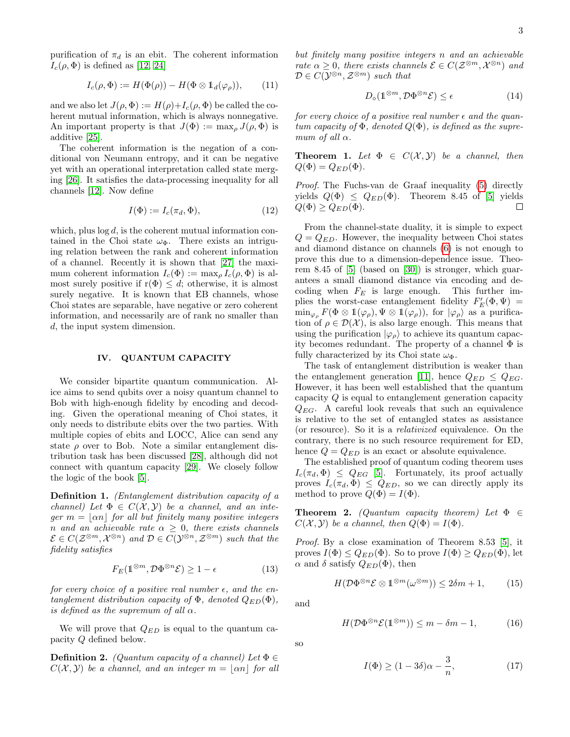purification of $\pi_d$ is an ebit. The coherent information $I_c(\rho, \Phi)$ is defined as [12, 24]

$$I_c(\rho, \Phi) := H(\Phi(\rho)) - H(\Phi \otimes \mathbb{1}_d(\varphi_\rho)), \tag{11}$$

and we also let $J(\rho, \Phi) := H(\rho) + I_c(\rho, \Phi)$ be called the coherent mutual information, which is always nonnegative. An important property is that $J(\Phi) := \max_\rho J(\rho, \Phi)$ is additive [25].

The coherent information is the negation of a conditional von Neumann entropy, and it can be negative yet with an operational interpretation called state merging [26]. It satisfies the data-processing inequality for all channels [12]. Now define

$$I(\Phi) := I_c(\pi_d, \Phi), \tag{12}$$

which, plus $\log d$, is the coherent mutual information contained in the Choi state $\omega_\Phi$. There exists an intriguing relation between the rank and coherent information of a channel. Recently it is shown that [27] the maximum coherent information $I_c(\Phi) := \max_\rho I_c(\rho, \Phi)$ is almost surely positive if $\mathrm{r}(\Phi) \leq d$; otherwise, it is almost surely negative. It is known that EB channels, whose Choi states are separable, have negative or zero coherent information, and necessarily are of rank no smaller than $d$, the input system dimension.

## IV. QUANTUM CAPACITY

We consider bipartite quantum communication. Alice aims to send qubits over a noisy quantum channel to Bob with high-enough fidelity by encoding and decoding. Given the operational meaning of Choi states, it only needs to distribute ebits over the two parties. With multiple copies of ebits and LOCC, Alice can send any state $\rho$ over to Bob. Note a similar entanglement distribution task has been discussed [28], although did not connect with quantum capacity [29]. We closely follow the logic of the book [5].

**Definition 1.** *(Entanglement distribution capacity of a channel) Let $\Phi \in C(\mathcal{X}, \mathcal{Y})$ be a channel, and an integer $m = \lfloor \alpha n \rfloor$ for all but finitely many positive integers $n$ and an achievable rate $\alpha \geq 0$, there exists channels $\mathcal{E} \in C(\mathcal{Z}^{\otimes m}, \mathcal{X}^{\otimes n})$ and $\mathcal{D} \in C(\mathcal{Y}^{\otimes n}, \mathcal{Z}^{\otimes m})$ such that the fidelity satisfies*

$$F_E(\mathbb{1}^{\otimes m}, \mathcal{D}\Phi^{\otimes n}\mathcal{E}) \geq 1 - \epsilon \tag{13}$$

*for every choice of a positive real number $\epsilon$, and the entanglement distribution capacity of $\Phi$, denoted $Q_{ED}(\Phi)$, is defined as the supremum of all $\alpha$.*

We will prove that $Q_{ED}$ is equal to the quantum capacity $Q$ defined below.

**Definition 2.** *(Quantum capacity of a channel) Let $\Phi \in C(\mathcal{X}, \mathcal{Y})$ be a channel, and an integer $m = \lfloor \alpha n \rfloor$ for all but finitely many positive integers $n$ and an achievable rate $\alpha \geq 0$, there exists channels $\mathcal{E} \in C(\mathcal{Z}^{\otimes m}, \mathcal{X}^{\otimes n})$ and $\mathcal{D} \in C(\mathcal{Y}^{\otimes n}, \mathcal{Z}^{\otimes m})$ such that*

$$D_\diamond(\mathbb{1}^{\otimes m}, \mathcal{D}\Phi^{\otimes n}\mathcal{E}) \leq \epsilon \tag{14}$$

*for every choice of a positive real number $\epsilon$ and the quantum capacity of $\Phi$, denoted $Q(\Phi)$, is defined as the supremum of all $\alpha$.*

**Theorem 1.** *Let $\Phi \in C(\mathcal{X}, \mathcal{Y})$ be a channel, then $Q(\Phi) = Q_{ED}(\Phi)$.*

*Proof.* The Fuchs-van de Graaf inequality (5) directly yields $Q(\Phi) \leq Q_{ED}(\Phi)$. Theorem 8.45 of [5] yields $Q(\Phi) \geq Q_{ED}(\Phi)$. □

From the channel-state duality, it is simple to expect $Q = Q_{ED}$. However, the inequality between Choi states and diamond distance on channels (6) is not enough to prove this due to a dimension-dependence issue. Theorem 8.45 of [5] (based on [30]) is stronger, which guarantees a small diamond distance via encoding and decoding when $F_E$ is large enough. This further implies the worst-case entanglement fidelity $F_E'(\Phi, \Psi) = \min_{\varphi_\rho} F(\Phi \otimes \mathbb{1}(\varphi_\rho), \Psi \otimes \mathbb{1}(\varphi_\rho))$, for $|\varphi_\rho\rangle$ as a purification of $\rho \in \mathcal{D}(\mathcal{X})$, is also large enough. This means that using the purification $|\varphi_\rho\rangle$ to achieve its quantum capacity becomes redundant. The property of a channel $\Phi$ is fully characterized by its Choi state $\omega_\Phi$.

The task of entanglement distribution is weaker than the entanglement generation [11], hence $Q_{ED} \leq Q_{EG}$. However, it has been well established that the quantum capacity $Q$ is equal to entanglement generation capacity $Q_{EG}$. A careful look reveals that such an equivalence is relative to the set of entangled states as assistance (or resource). So it is a *relativized* equivalence. On the contrary, there is no such resource requirement for ED, hence $Q = Q_{ED}$ is an exact or absolute equivalence.

The established proof of quantum coding theorem uses $I_c(\pi_d, \Phi) \leq Q_{EG}$ [5]. Fortunately, its proof actually proves $I_c(\pi_d, \Phi) \leq Q_{ED}$, so we can directly apply its method to prove $Q(\Phi) = I(\Phi)$.

**Theorem 2.** *(Quantum capacity theorem) Let $\Phi \in C(\mathcal{X}, \mathcal{Y})$ be a channel, then $Q(\Phi) = I(\Phi)$.*

*Proof.* By a close examination of Theorem 8.53 [5], it proves $I(\Phi) \leq Q_{ED}(\Phi)$. So to prove $I(\Phi) \geq Q_{ED}(\Phi)$, let $\alpha$ and $\delta$ satisfy $Q_{ED}(\Phi)$, then

$$H(\mathcal{D}\Phi^{\otimes n}\mathcal{E} \otimes \mathbb{1}^{\otimes m}(\omega^{\otimes m})) \leq 2\delta m + 1, \tag{15}$$

and

$$H(\mathcal{D}\Phi^{\otimes n}\mathcal{E}(\mathbb{1}^{\otimes m})) \leq m - \delta m - 1, \tag{16}$$

so

$$I(\Phi) \geq (1 - 3\delta)\alpha - \frac{3}{n}, \tag{17}$$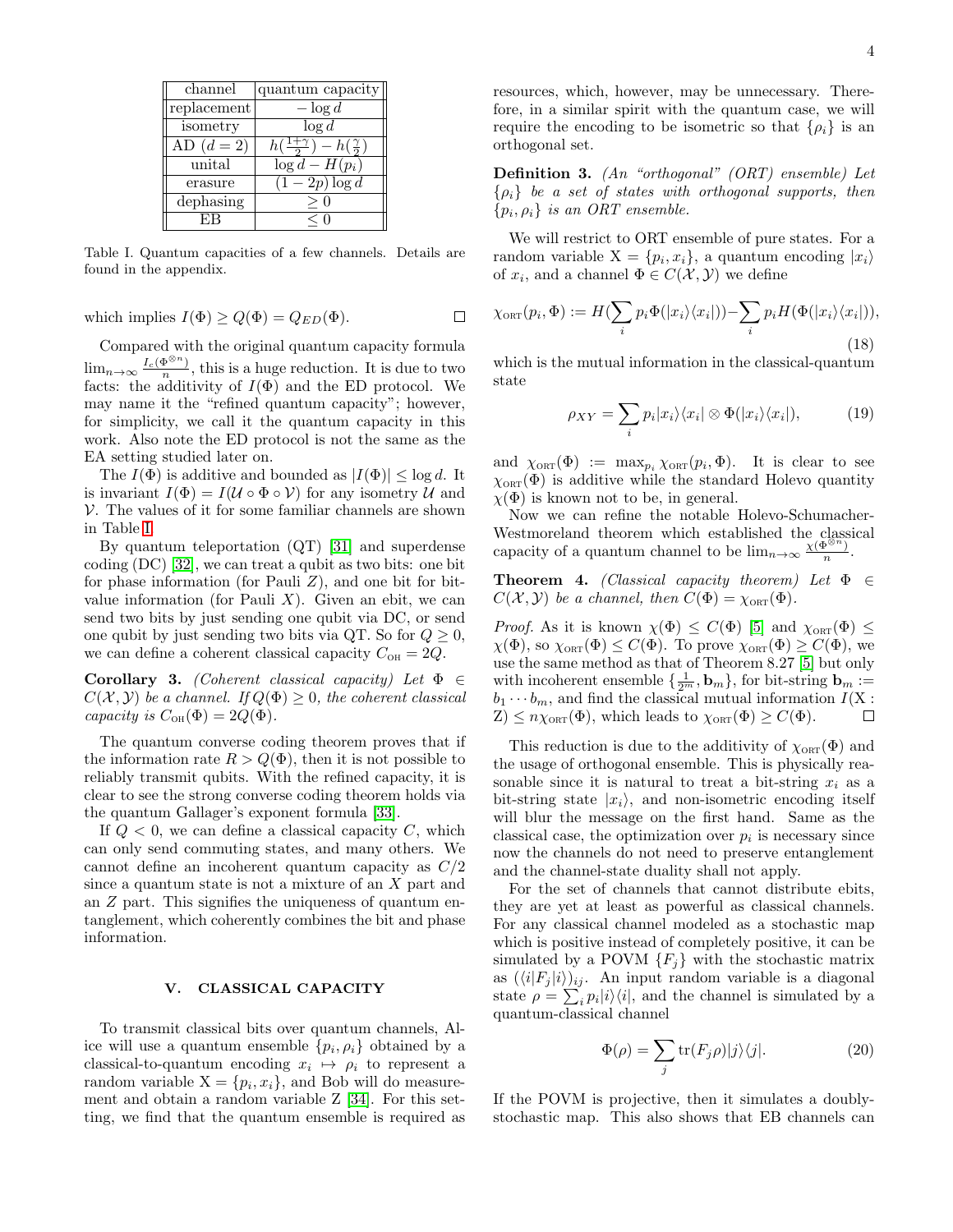| channel | quantum capacity |
|---|---|
| replacement | $-\log d$ |
| isometry | $\log d$ |
| AD ($d=2$) | $h(\frac{1+\gamma}{2})-h(\frac{\gamma}{2})$ |
| unital | $\log d - H(p_i)$ |
| erasure | $(1-2p)\log d$ |
| dephasing | $\geq 0$ |
| EB | $\leq 0$ |

Table I. Quantum capacities of a few channels. Details are found in the appendix.

which implies $I(\Phi) \geq Q(\Phi) = Q_{ED}(\Phi)$. □

Compared with the original quantum capacity formula $\lim_{n\to\infty} \frac{I_c(\Phi^{\otimes n})}{n}$, this is a huge reduction. It is due to two facts: the additivity of $I(\Phi)$ and the ED protocol. We may name it the "refined quantum capacity"; however, for simplicity, we call it the quantum capacity in this work. Also note the ED protocol is not the same as the EA setting studied later on.

The $I(\Phi)$ is additive and bounded as $|I(\Phi)| \leq \log d$. It is invariant $I(\Phi) = I(\mathcal{U} \circ \Phi \circ \mathcal{V})$ for any isometry $\mathcal{U}$ and $\mathcal{V}$. The values of it for some familiar channels are shown in Table I.

By quantum teleportation (QT) [31] and superdense coding (DC) [32], we can treat a qubit as two bits: one bit for phase information (for Pauli $Z$), and one bit for bit-value information (for Pauli $X$). Given an ebit, we can send two bits by just sending one qubit via DC, or send one qubit by just sending two bits via QT. So for $Q \geq 0$, we can define a coherent classical capacity $C_{\text{OH}} = 2Q$.

**Corollary 3.** *(Coherent classical capacity) Let $\Phi \in C(\mathcal{X}, \mathcal{Y})$ be a channel. If $Q(\Phi) \geq 0$, the coherent classical capacity is $C_{\text{OH}}(\Phi) = 2Q(\Phi)$.*

The quantum converse coding theorem proves that if the information rate $R > Q(\Phi)$, then it is not possible to reliably transmit qubits. With the refined capacity, it is clear to see the strong converse coding theorem holds via the quantum Gallager's exponent formula [33].

If $Q < 0$, we can define a classical capacity $C$, which can only send commuting states, and many others. We cannot define an incoherent quantum capacity as $C/2$ since a quantum state is not a mixture of an $X$ part and an $Z$ part. This signifies the uniqueness of quantum entanglement, which coherently combines the bit and phase information.

## V. CLASSICAL CAPACITY

To transmit classical bits over quantum channels, Alice will use a quantum ensemble $\{p_i, \rho_i\}$ obtained by a classical-to-quantum encoding $x_i \mapsto \rho_i$ to represent a random variable $\mathrm{X} = \{p_i, x_i\}$, and Bob will do measurement and obtain a random variable Z [34]. For this setting, we find that the quantum ensemble is required as resources, which, however, may be unnecessary. Therefore, in a similar spirit with the quantum case, we will require the encoding to be isometric so that $\{\rho_i\}$ is an orthogonal set.

**Definition 3.** *(An "orthogonal" (ORT) ensemble) Let $\{\rho_i\}$ be a set of states with orthogonal supports, then $\{p_i, \rho_i\}$ is an ORT ensemble.*

We will restrict to ORT ensemble of pure states. For a random variable $\mathrm{X} = \{p_i, x_i\}$, a quantum encoding $|x_i\rangle$ of $x_i$, and a channel $\Phi \in C(\mathcal{X}, \mathcal{Y})$ we define

$$\chi_{\text{ORT}}(p_i, \Phi) := H(\sum_i p_i \Phi(|x_i\rangle\langle x_i|)) - \sum_i p_i H(\Phi(|x_i\rangle\langle x_i|)), \tag{18}$$

which is the mutual information in the classical-quantum state

$$\rho_{XY} = \sum_i p_i |x_i\rangle\langle x_i| \otimes \Phi(|x_i\rangle\langle x_i|), \tag{19}$$

and $\chi_{\text{ORT}}(\Phi) := \max_{p_i} \chi_{\text{ORT}}(p_i, \Phi)$. It is clear to see $\chi_{\text{ORT}}(\Phi)$ is additive while the standard Holevo quantity $\chi(\Phi)$ is known not to be, in general.

Now we can refine the notable Holevo-Schumacher-Westmoreland theorem which established the classical capacity of a quantum channel to be $\lim_{n\to\infty} \frac{\chi(\Phi^{\otimes n})}{n}$.

**Theorem 4.** *(Classical capacity theorem) Let $\Phi \in C(\mathcal{X}, \mathcal{Y})$ be a channel, then $C(\Phi) = \chi_{\text{ORT}}(\Phi)$.*

*Proof.* As it is known $\chi(\Phi) \leq C(\Phi)$ [5] and $\chi_{\text{ORT}}(\Phi) \leq \chi(\Phi)$, so $\chi_{\text{ORT}}(\Phi) \leq C(\Phi)$. To prove $\chi_{\text{ORT}}(\Phi) \geq C(\Phi)$, we use the same method as that of Theorem 8.27 [5] but only with incoherent ensemble $\{\frac{1}{2^m}, \mathbf{b}_m\}$, for bit-string $\mathbf{b}_m := b_1 \cdots b_m$, and find the classical mutual information $I(\mathrm{X} : \mathrm{Z}) \leq n\chi_{\text{ORT}}(\Phi)$, which leads to $\chi_{\text{ORT}}(\Phi) \geq C(\Phi)$. □

This reduction is due to the additivity of $\chi_{\text{ORT}}(\Phi)$ and the usage of orthogonal ensemble. This is physically reasonable since it is natural to treat a bit-string $x_i$ as a bit-string state $|x_i\rangle$, and non-isometric encoding itself will blur the message on the first hand. Same as the classical case, the optimization over $p_i$ is necessary since now the channels do not need to preserve entanglement and the channel-state duality shall not apply.

For the set of channels that cannot distribute ebits, they are yet at least as powerful as classical channels. For any classical channel modeled as a stochastic map which is positive instead of completely positive, it can be simulated by a POVM $\{F_j\}$ with the stochastic matrix as $(\langle i|F_j|i\rangle)_{ij}$. An input random variable is a diagonal state $\rho = \sum_i p_i |i\rangle\langle i|$, and the channel is simulated by a quantum-classical channel

$$\Phi(\rho) = \sum_j \text{tr}(F_j \rho)|j\rangle\langle j|. \tag{20}$$

If the POVM is projective, then it simulates a doubly-stochastic map. This also shows that EB channels can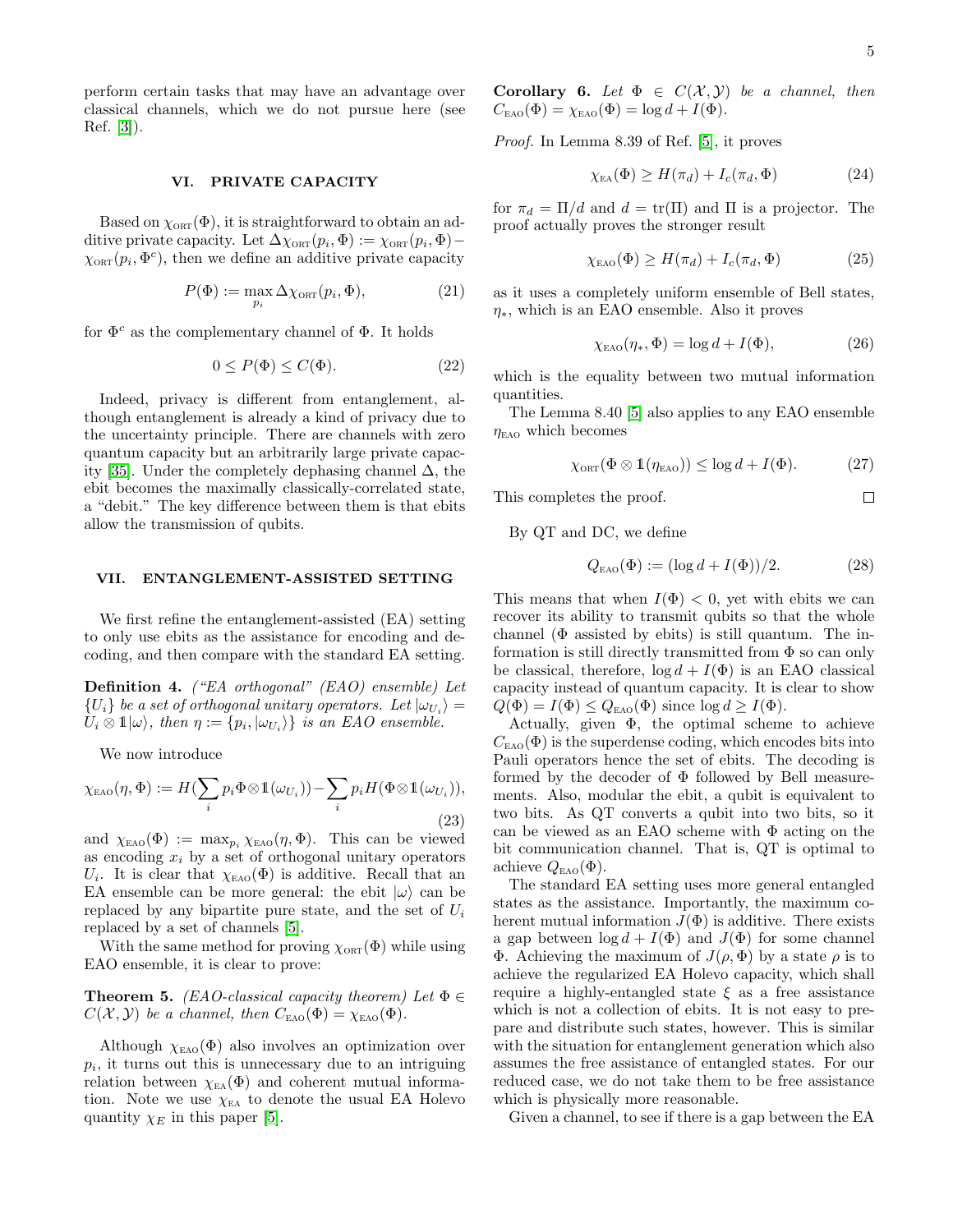perform certain tasks that may have an advantage over classical channels, which we do not pursue here (see Ref. [3]).

## VI. PRIVATE CAPACITY

Based on $\chi_{\text{ORT}}(\Phi)$, it is straightforward to obtain an additive private capacity. Let $\Delta\chi_{\text{ORT}}(p_i,\Phi) := \chi_{\text{ORT}}(p_i,\Phi) - \chi_{\text{ORT}}(p_i,\Phi^c)$, then we define an additive private capacity

$$P(\Phi) := \max_{p_i} \Delta\chi_{\text{ORT}}(p_i,\Phi), \tag{21}$$

for $\Phi^c$ as the complementary channel of $\Phi$. It holds

$$0 \leq P(\Phi) \leq C(\Phi). \tag{22}$$

Indeed, privacy is different from entanglement, although entanglement is already a kind of privacy due to the uncertainty principle. There are channels with zero quantum capacity but an arbitrarily large private capacity [35]. Under the completely dephasing channel $\Delta$, the ebit becomes the maximally classically-correlated state, a "debit." The key difference between them is that ebits allow the transmission of qubits.

## VII. ENTANGLEMENT-ASSISTED SETTING

We first refine the entanglement-assisted (EA) setting to only use ebits as the assistance for encoding and decoding, and then compare with the standard EA setting.

**Definition 4.** *("EA orthogonal" (EAO) ensemble) Let $\{U_i\}$ be a set of orthogonal unitary operators. Let $|\omega_{U_i}\rangle = U_i \otimes \mathbb{1}|\omega\rangle$, then $\eta := \{p_i, |\omega_{U_i}\rangle\}$ is an EAO ensemble.*

We now introduce

$$\chi_{\text{EAO}}(\eta,\Phi) := H(\sum_i p_i \Phi\otimes\mathbb{1}(\omega_{U_i})) - \sum_i p_i H(\Phi\otimes\mathbb{1}(\omega_{U_i})), \tag{23}$$

and $\chi_{\text{EAO}}(\Phi) := \max_{p_i} \chi_{\text{EAO}}(\eta,\Phi)$. This can be viewed as encoding $x_i$ by a set of orthogonal unitary operators $U_i$. It is clear that $\chi_{\text{EAO}}(\Phi)$ is additive. Recall that an EA ensemble can be more general: the ebit $|\omega\rangle$ can be replaced by any bipartite pure state, and the set of $U_i$ replaced by a set of channels [5].

With the same method for proving $\chi_{\text{ORT}}(\Phi)$ while using EAO ensemble, it is clear to prove:

**Theorem 5.** *(EAO-classical capacity theorem) Let $\Phi \in C(\mathcal{X},\mathcal{Y})$ be a channel, then $C_{\text{EAO}}(\Phi) = \chi_{\text{EAO}}(\Phi)$.*

Although $\chi_{\text{EAO}}(\Phi)$ also involves an optimization over $p_i$, it turns out this is unnecessary due to an intriguing relation between $\chi_{\text{EA}}(\Phi)$ and coherent mutual information. Note we use $\chi_{\text{EA}}$ to denote the usual EA Holevo quantity $\chi_E$ in this paper [5].

**Corollary 6.** *Let $\Phi \in C(\mathcal{X},\mathcal{Y})$ be a channel, then $C_{\text{EAO}}(\Phi) = \chi_{\text{EAO}}(\Phi) = \log d + I(\Phi)$.*

*Proof.* In Lemma 8.39 of Ref. [5], it proves

$$\chi_{\text{EA}}(\Phi) \geq H(\pi_d) + I_c(\pi_d,\Phi) \tag{24}$$

for $\pi_d = \Pi/d$ and $d = \text{tr}(\Pi)$ and $\Pi$ is a projector. The proof actually proves the stronger result

$$\chi_{\text{EAO}}(\Phi) \geq H(\pi_d) + I_c(\pi_d,\Phi) \tag{25}$$

as it uses a completely uniform ensemble of Bell states, $\eta_*$, which is an EAO ensemble. Also it proves

$$\chi_{\text{EAO}}(\eta_*,\Phi) = \log d + I(\Phi), \tag{26}$$

which is the equality between two mutual information quantities.

The Lemma 8.40 [5] also applies to any EAO ensemble $\eta_{\text{EAO}}$ which becomes

$$\chi_{\text{ORT}}(\Phi\otimes\mathbb{1}(\eta_{\text{EAO}})) \leq \log d + I(\Phi). \tag{27}$$

This completes the proof. □

By QT and DC, we define

$$Q_{\text{EAO}}(\Phi) := (\log d + I(\Phi))/2. \tag{28}$$

This means that when $I(\Phi) < 0$, yet with ebits we can recover its ability to transmit qubits so that the whole channel ($\Phi$ assisted by ebits) is still quantum. The information is still directly transmitted from $\Phi$ so can only be classical, therefore, $\log d + I(\Phi)$ is an EAO classical capacity instead of quantum capacity. It is clear to show $Q(\Phi) = I(\Phi) \leq Q_{\text{EAO}}(\Phi)$ since $\log d \geq I(\Phi)$.

Actually, given $\Phi$, the optimal scheme to achieve $C_{\text{EAO}}(\Phi)$ is the superdense coding, which encodes bits into Pauli operators hence the set of ebits. The decoding is formed by the decoder of $\Phi$ followed by Bell measurements. Also, modular the ebit, a qubit is equivalent to two bits. As QT converts a qubit into two bits, so it can be viewed as an EAO scheme with $\Phi$ acting on the bit communication channel. That is, QT is optimal to achieve $Q_{\text{EAO}}(\Phi)$.

The standard EA setting uses more general entangled states as the assistance. Importantly, the maximum coherent mutual information $J(\Phi)$ is additive. There exists a gap between $\log d + I(\Phi)$ and $J(\Phi)$ for some channel $\Phi$. Achieving the maximum of $J(\rho,\Phi)$ by a state $\rho$ is to achieve the regularized EA Holevo capacity, which shall require a highly-entangled state $\xi$ as a free assistance which is not a collection of ebits. It is not easy to prepare and distribute such states, however. This is similar with the situation for entanglement generation which also assumes the free assistance of entangled states. For our reduced case, we do not take them to be free assistance which is physically more reasonable.

Given a channel, to see if there is a gap between the EA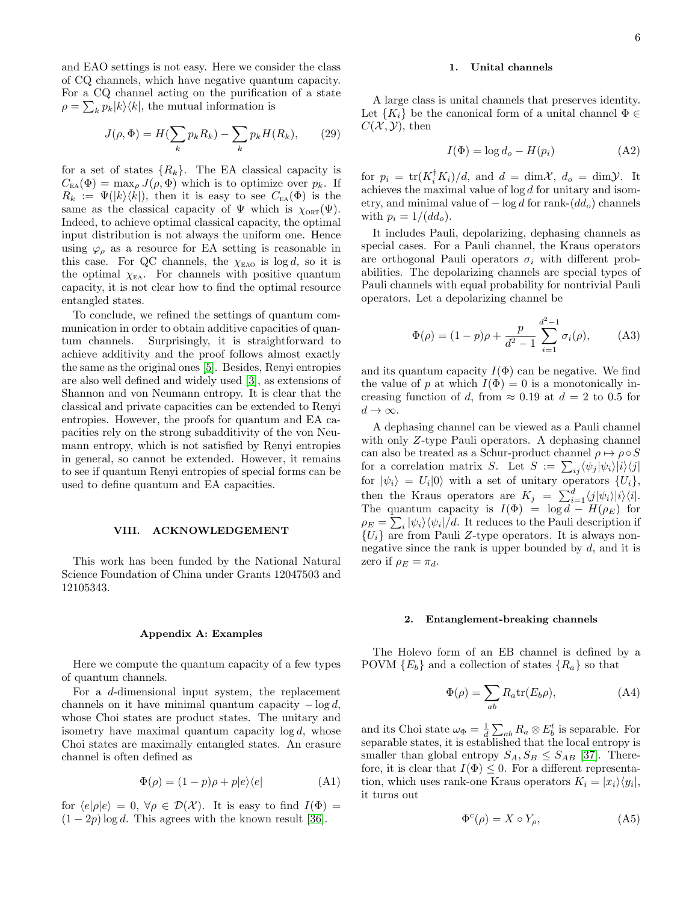and EAO settings is not easy. Here we consider the class of CQ channels, which have negative quantum capacity. For a CQ channel acting on the purification of a state $\rho = \sum_k p_k |k\rangle\langle k|$, the mutual information is

$$J(\rho, \Phi) = H(\sum_k p_k R_k) - \sum_k p_k H(R_k), \tag{29}$$

for a set of states $\{R_k\}$. The EA classical capacity is $C_{\text{EA}}(\Phi) = \max_\rho J(\rho, \Phi)$ which is to optimize over $p_k$. If $R_k := \Psi(|k\rangle\langle k|)$, then it is easy to see $C_{\text{EA}}(\Phi)$ is the same as the classical capacity of $\Psi$ which is $\chi_{\text{ORT}}(\Psi)$. Indeed, to achieve optimal classical capacity, the optimal input distribution is not always the uniform one. Hence using $\varphi_\rho$ as a resource for EA setting is reasonable in this case. For QC channels, the $\chi_{\text{EAO}}$ is $\log d$, so it is the optimal $\chi_{\text{EA}}$. For channels with positive quantum capacity, it is not clear how to find the optimal resource entangled states.

To conclude, we refined the settings of quantum communication in order to obtain additive capacities of quantum channels. Surprisingly, it is straightforward to achieve additivity and the proof follows almost exactly the same as the original ones [5]. Besides, Renyi entropies are also well defined and widely used [3], as extensions of Shannon and von Neumann entropy. It is clear that the classical and private capacities can be extended to Renyi entropies. However, the proofs for quantum and EA capacities rely on the strong subadditivity of the von Neumann entropy, which is not satisfied by Renyi entropies in general, so cannot be extended. However, it remains to see if quantum Renyi entropies of special forms can be used to define quantum and EA capacities.

## VIII. ACKNOWLEDGEMENT

This work has been funded by the National Natural Science Foundation of China under Grants 12047503 and 12105343.

## Appendix A: Examples

Here we compute the quantum capacity of a few types of quantum channels.

For a $d$-dimensional input system, the replacement channels on it have minimal quantum capacity $-\log d$, whose Choi states are product states. The unitary and isometry have maximal quantum capacity $\log d$, whose Choi states are maximally entangled states. An erasure channel is often defined as

$$\Phi(\rho) = (1-p)\rho + p|e\rangle\langle e| \tag{A1}$$

for $\langle e|\rho|e\rangle = 0$, $\forall \rho \in \mathcal{D}(\mathcal{X})$. It is easy to find $I(\Phi) = (1-2p)\log d$. This agrees with the known result [36].

### 1. Unital channels

A large class is unital channels that preserves identity. Let $\{K_i\}$ be the canonical form of a unital channel $\Phi \in C(\mathcal{X}, \mathcal{Y})$, then

$$I(\Phi) = \log d_o - H(p_i) \tag{A2}$$

for $p_i = \text{tr}(K_i^\dagger K_i)/d$, and $d = \dim\mathcal{X}$, $d_o = \dim\mathcal{Y}$. It achieves the maximal value of $\log d$ for unitary and isometry, and minimal value of $-\log d$ for rank-$(dd_o)$ channels with $p_i = 1/(dd_o)$.

It includes Pauli, depolarizing, dephasing channels as special cases. For a Pauli channel, the Kraus operators are orthogonal Pauli operators $\sigma_i$ with different probabilities. The depolarizing channels are special types of Pauli channels with equal probability for nontrivial Pauli operators. Let a depolarizing channel be

$$\Phi(\rho) = (1-p)\rho + \frac{p}{d^2-1}\sum_{i=1}^{d^2-1} \sigma_i(\rho), \tag{A3}$$

and its quantum capacity $I(\Phi)$ can be negative. We find the value of $p$ at which $I(\Phi) = 0$ is a monotonically increasing function of $d$, from $\approx 0.19$ at $d = 2$ to 0.5 for $d \to \infty$.

A dephasing channel can be viewed as a Pauli channel with only $Z$-type Pauli operators. A dephasing channel can also be treated as a Schur-product channel $\rho \mapsto \rho \circ S$ for a correlation matrix $S$. Let $S := \sum_{ij} \langle \psi_j|\psi_i\rangle |i\rangle\langle j|$ for $|\psi_i\rangle = U_i|0\rangle$ with a set of unitary operators $\{U_i\}$, then the Kraus operators are $K_j = \sum_{i=1}^d \langle j|\psi_i\rangle |i\rangle\langle i|$. The quantum capacity is $I(\Phi) = \log d - H(\rho_E)$ for $\rho_E = \sum_i |\psi_i\rangle\langle\psi_i|/d$. It reduces to the Pauli description if $\{U_i\}$ are from Pauli $Z$-type operators. It is always nonnegative since the rank is upper bounded by $d$, and it is zero if $\rho_E = \pi_d$.

### 2. Entanglement-breaking channels

The Holevo form of an EB channel is defined by a POVM $\{E_b\}$ and a collection of states $\{R_a\}$ so that

$$\Phi(\rho) = \sum_{ab} R_a \text{tr}(E_b \rho), \tag{A4}$$

and its Choi state $\omega_\Phi = \frac{1}{d}\sum_{ab} R_a \otimes E_b^t$ is separable. For separable states, it is established that the local entropy is smaller than global entropy $S_A, S_B \leq S_{AB}$ [37]. Therefore, it is clear that $I(\Phi) \leq 0$. For a different representation, which uses rank-one Kraus operators $K_i = |x_i\rangle\langle y_i|$, it turns out

$$\Phi^c(\rho) = X \circ Y_\rho, \tag{A5}$$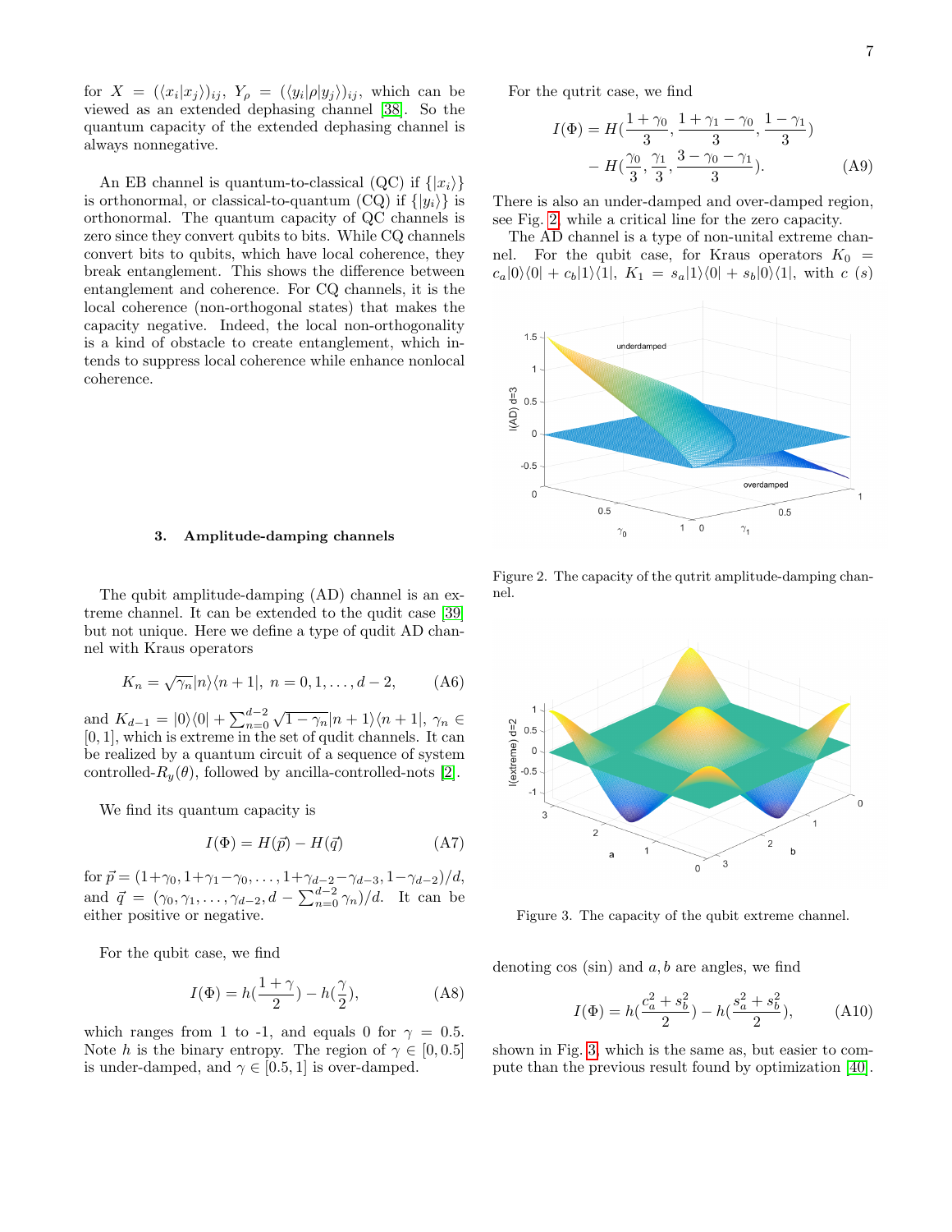for $X = (\langle x_i|x_j\rangle)_{ij}$, $Y_\rho = (\langle y_i|\rho|y_j\rangle)_{ij}$, which can be viewed as an extended dephasing channel [38]. So the quantum capacity of the extended dephasing channel is always nonnegative.

An EB channel is quantum-to-classical (QC) if $\{|x_i\rangle\}$ is orthonormal, or classical-to-quantum (CQ) if $\{|y_i\rangle\}$ is orthonormal. The quantum capacity of QC channels is zero since they convert qubits to bits. While CQ channels convert bits to qubits, which have local coherence, they break entanglement. This shows the difference between entanglement and coherence. For CQ channels, it is the local coherence (non-orthogonal states) that makes the capacity negative. Indeed, the local non-orthogonality is a kind of obstacle to create entanglement, which intends to suppress local coherence while enhance nonlocal coherence.

### 3. Amplitude-damping channels

The qubit amplitude-damping (AD) channel is an extreme channel. It can be extended to the qudit case [39] but not unique. Here we define a type of qudit AD channel with Kraus operators

$$K_n = \sqrt{\gamma_n}|n\rangle\langle n+1|,\ n = 0,1,\dots,d-2, \tag{A6}$$

and $K_{d-1} = |0\rangle\langle 0| + \sum_{n=0}^{d-2}\sqrt{1-\gamma_n}|n+1\rangle\langle n+1|$, $\gamma_n \in [0,1]$, which is extreme in the set of qudit channels. It can be realized by a quantum circuit of a sequence of system controlled-$R_y(\theta)$, followed by ancilla-controlled-nots [2].

We find its quantum capacity is

$$I(\Phi) = H(\vec{p}) - H(\vec{q}) \tag{A7}$$

for $\vec{p} = (1+\gamma_0, 1+\gamma_1-\gamma_0, \dots, 1+\gamma_{d-2}-\gamma_{d-3}, 1-\gamma_{d-2})/d$, and $\vec{q} = (\gamma_0, \gamma_1, \dots, \gamma_{d-2}, d - \sum_{n=0}^{d-2}\gamma_n)/d$. It can be either positive or negative.

For the qubit case, we find

$$I(\Phi) = h(\frac{1+\gamma}{2}) - h(\frac{\gamma}{2}), \tag{A8}$$

which ranges from 1 to -1, and equals 0 for $\gamma = 0.5$. Note $h$ is the binary entropy. The region of $\gamma \in [0, 0.5]$ is under-damped, and $\gamma \in [0.5, 1]$ is over-damped.

For the qutrit case, we find

$$I(\Phi) = H(\frac{1+\gamma_0}{3}, \frac{1+\gamma_1-\gamma_0}{3}, \frac{1-\gamma_1}{3}) - H(\frac{\gamma_0}{3}, \frac{\gamma_1}{3}, \frac{3-\gamma_0-\gamma_1}{3}). \tag{A9}$$

There is also an under-damped and over-damped region, see Fig. 2, while a critical line for the zero capacity.

The AD channel is a type of non-unital extreme channel. For the qubit case, for Kraus operators $K_0 = c_a|0\rangle\langle 0| + c_b|1\rangle\langle 1|$, $K_1 = s_a|1\rangle\langle 0| + s_b|0\rangle\langle 1|$, with $c$ ($s$) denoting cos (sin) and $a, b$ are angles, we find

$$I(\Phi) = h(\frac{c_a^2+s_b^2}{2}) - h(\frac{s_a^2+s_b^2}{2}), \tag{A10}$$

shown in Fig. 3, which is the same as, but easier to compute than the previous result found by optimization [40].

Figure 2. The capacity of the qutrit amplitude-damping channel.

Figure 3. The capacity of the qubit extreme channel.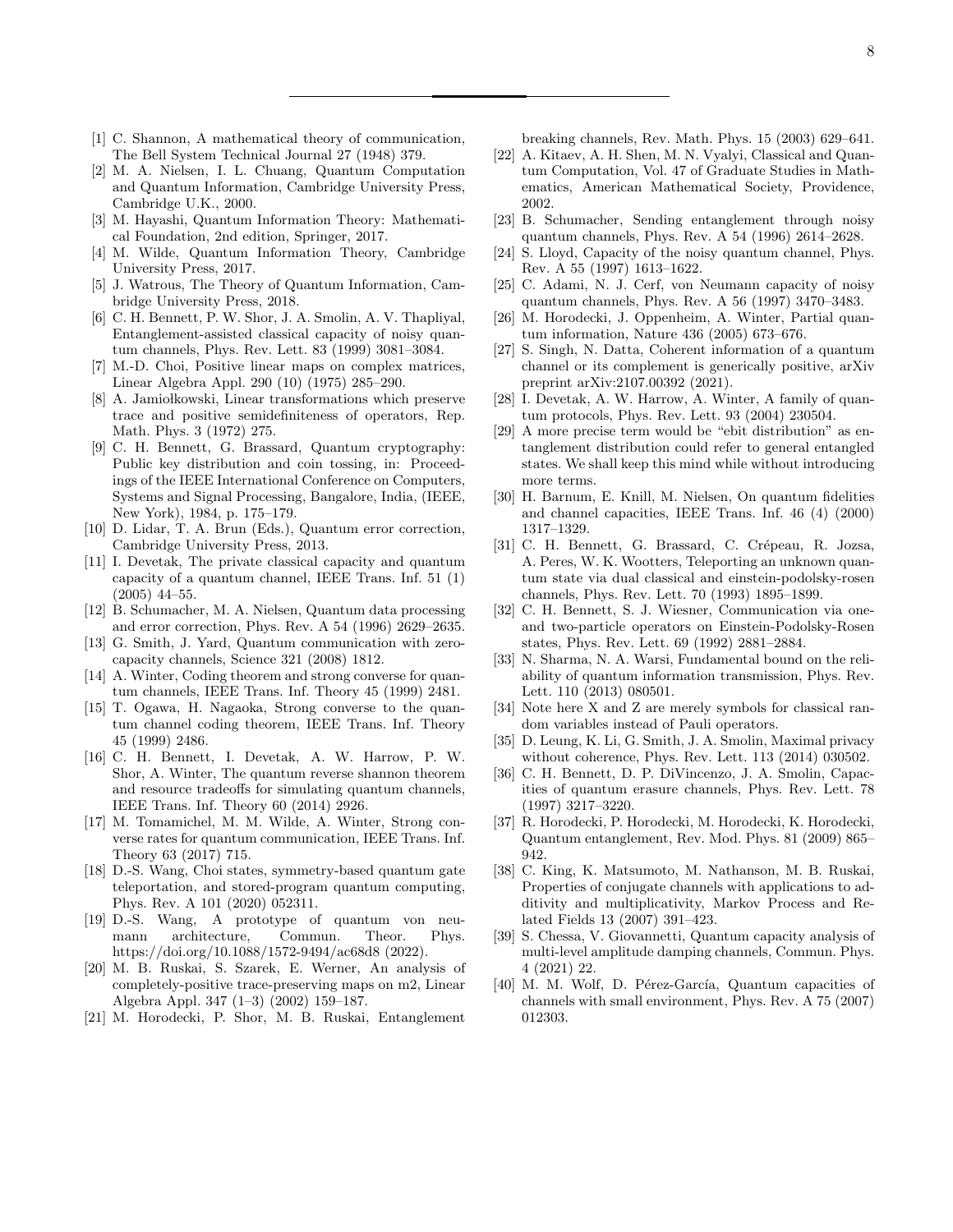[1] C. Shannon, A mathematical theory of communication, The Bell System Technical Journal 27 (1948) 379.

[2] M. A. Nielsen, I. L. Chuang, Quantum Computation and Quantum Information, Cambridge University Press, Cambridge U.K., 2000.

[3] M. Hayashi, Quantum Information Theory: Mathematical Foundation, 2nd edition, Springer, 2017.

[4] M. Wilde, Quantum Information Theory, Cambridge University Press, 2017.

[5] J. Watrous, The Theory of Quantum Information, Cambridge University Press, 2018.

[6] C. H. Bennett, P. W. Shor, J. A. Smolin, A. V. Thapliyal, Entanglement-assisted classical capacity of noisy quantum channels, Phys. Rev. Lett. 83 (1999) 3081–3084.

[7] M.-D. Choi, Positive linear maps on complex matrices, Linear Algebra Appl. 290 (10) (1975) 285–290.

[8] A. Jamiołkowski, Linear transformations which preserve trace and positive semidefiniteness of operators, Rep. Math. Phys. 3 (1972) 275.

[9] C. H. Bennett, G. Brassard, Quantum cryptography: Public key distribution and coin tossing, in: Proceedings of the IEEE International Conference on Computers, Systems and Signal Processing, Bangalore, India, (IEEE, New York), 1984, p. 175–179.

[10] D. Lidar, T. A. Brun (Eds.), Quantum error correction, Cambridge University Press, 2013.

[11] I. Devetak, The private classical capacity and quantum capacity of a quantum channel, IEEE Trans. Inf. 51 (1) (2005) 44–55.

[12] B. Schumacher, M. A. Nielsen, Quantum data processing and error correction, Phys. Rev. A 54 (1996) 2629–2635.

[13] G. Smith, J. Yard, Quantum communication with zero-capacity channels, Science 321 (2008) 1812.

[14] A. Winter, Coding theorem and strong converse for quantum channels, IEEE Trans. Inf. Theory 45 (1999) 2481.

[15] T. Ogawa, H. Nagaoka, Strong converse to the quantum channel coding theorem, IEEE Trans. Inf. Theory 45 (1999) 2486.

[16] C. H. Bennett, I. Devetak, A. W. Harrow, P. W. Shor, A. Winter, The quantum reverse shannon theorem and resource tradeoffs for simulating quantum channels, IEEE Trans. Inf. Theory 60 (2014) 2926.

[17] M. Tomamichel, M. M. Wilde, A. Winter, Strong converse rates for quantum communication, IEEE Trans. Inf. Theory 63 (2017) 715.

[18] D.-S. Wang, Choi states, symmetry-based quantum gate teleportation, and stored-program quantum computing, Phys. Rev. A 101 (2020) 052311.

[19] D.-S. Wang, A prototype of quantum von neumann architecture, Commun. Theor. Phys. https://doi.org/10.1088/1572-9494/ac68d8 (2022).

[20] M. B. Ruskai, S. Szarek, E. Werner, An analysis of completely-positive trace-preserving maps on m2, Linear Algebra Appl. 347 (1–3) (2002) 159–187.

[21] M. Horodecki, P. Shor, M. B. Ruskai, Entanglement breaking channels, Rev. Math. Phys. 15 (2003) 629–641.

[22] A. Kitaev, A. H. Shen, M. N. Vyalyi, Classical and Quantum Computation, Vol. 47 of Graduate Studies in Mathematics, American Mathematical Society, Providence, 2002.

[23] B. Schumacher, Sending entanglement through noisy quantum channels, Phys. Rev. A 54 (1996) 2614–2628.

[24] S. Lloyd, Capacity of the noisy quantum channel, Phys. Rev. A 55 (1997) 1613–1622.

[25] C. Adami, N. J. Cerf, von Neumann capacity of noisy quantum channels, Phys. Rev. A 56 (1997) 3470–3483.

[26] M. Horodecki, J. Oppenheim, A. Winter, Partial quantum information, Nature 436 (2005) 673–676.

[27] S. Singh, N. Datta, Coherent information of a quantum channel or its complement is generically positive, arXiv preprint arXiv:2107.00392 (2021).

[28] I. Devetak, A. W. Harrow, A. Winter, A family of quantum protocols, Phys. Rev. Lett. 93 (2004) 230504.

[29] A more precise term would be "ebit distribution" as entanglement distribution could refer to general entangled states. We shall keep this mind while without introducing more terms.

[30] H. Barnum, E. Knill, M. Nielsen, On quantum fidelities and channel capacities, IEEE Trans. Inf. 46 (4) (2000) 1317–1329.

[31] C. H. Bennett, G. Brassard, C. Crépeau, R. Jozsa, A. Peres, W. K. Wootters, Teleporting an unknown quantum state via dual classical and einstein-podolsky-rosen channels, Phys. Rev. Lett. 70 (1993) 1895–1899.

[32] C. H. Bennett, S. J. Wiesner, Communication via one- and two-particle operators on Einstein-Podolsky-Rosen states, Phys. Rev. Lett. 69 (1992) 2881–2884.

[33] N. Sharma, N. A. Warsi, Fundamental bound on the reliability of quantum information transmission, Phys. Rev. Lett. 110 (2013) 080501.

[34] Note here X and Z are merely symbols for classical random variables instead of Pauli operators.

[35] D. Leung, K. Li, G. Smith, J. A. Smolin, Maximal privacy without coherence, Phys. Rev. Lett. 113 (2014) 030502.

[36] C. H. Bennett, D. P. DiVincenzo, J. A. Smolin, Capacities of quantum erasure channels, Phys. Rev. Lett. 78 (1997) 3217–3220.

[37] R. Horodecki, P. Horodecki, M. Horodecki, K. Horodecki, Quantum entanglement, Rev. Mod. Phys. 81 (2009) 865–942.

[38] C. King, K. Matsumoto, M. Nathanson, M. B. Ruskai, Properties of conjugate channels with applications to additivity and multiplicativity, Markov Process and Related Fields 13 (2007) 391–423.

[39] S. Chessa, V. Giovannetti, Quantum capacity analysis of multi-level amplitude damping channels, Commun. Phys. 4 (2021) 22.

[40] M. M. Wolf, D. Pérez-García, Quantum capacities of channels with small environment, Phys. Rev. A 75 (2007) 012303.